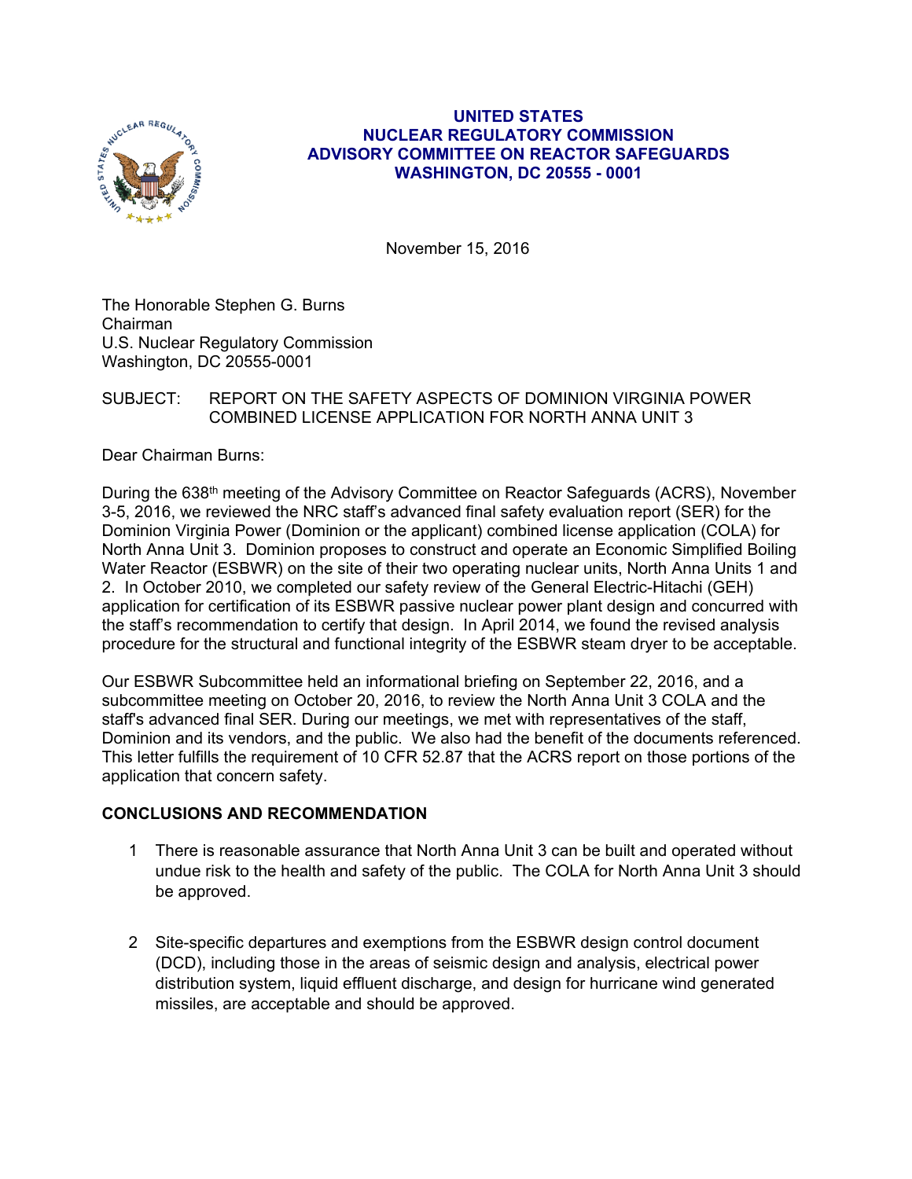**UNITED STATES**
**NUCLEAR REGULATORY COMMISSION**
**ADVISORY COMMITTEE ON REACTOR SAFEGUARDS**
**WASHINGTON, DC 20555 - 0001**

November 15, 2016

The Honorable Stephen G. Burns
Chairman
U.S. Nuclear Regulatory Commission
Washington, DC 20555-0001

SUBJECT: REPORT ON THE SAFETY ASPECTS OF DOMINION VIRGINIA POWER COMBINED LICENSE APPLICATION FOR NORTH ANNA UNIT 3

Dear Chairman Burns:

During the 638th meeting of the Advisory Committee on Reactor Safeguards (ACRS), November 3-5, 2016, we reviewed the NRC staff's advanced final safety evaluation report (SER) for the Dominion Virginia Power (Dominion or the applicant) combined license application (COLA) for North Anna Unit 3. Dominion proposes to construct and operate an Economic Simplified Boiling Water Reactor (ESBWR) on the site of their two operating nuclear units, North Anna Units 1 and 2. In October 2010, we completed our safety review of the General Electric-Hitachi (GEH) application for certification of its ESBWR passive nuclear power plant design and concurred with the staff's recommendation to certify that design. In April 2014, we found the revised analysis procedure for the structural and functional integrity of the ESBWR steam dryer to be acceptable.

Our ESBWR Subcommittee held an informational briefing on September 22, 2016, and a subcommittee meeting on October 20, 2016, to review the North Anna Unit 3 COLA and the staff's advanced final SER. During our meetings, we met with representatives of the staff, Dominion and its vendors, and the public. We also had the benefit of the documents referenced. This letter fulfills the requirement of 10 CFR 52.87 that the ACRS report on those portions of the application that concern safety.

**CONCLUSIONS AND RECOMMENDATION**

1. There is reasonable assurance that North Anna Unit 3 can be built and operated without undue risk to the health and safety of the public. The COLA for North Anna Unit 3 should be approved.

2. Site-specific departures and exemptions from the ESBWR design control document (DCD), including those in the areas of seismic design and analysis, electrical power distribution system, liquid effluent discharge, and design for hurricane wind generated missiles, are acceptable and should be approved.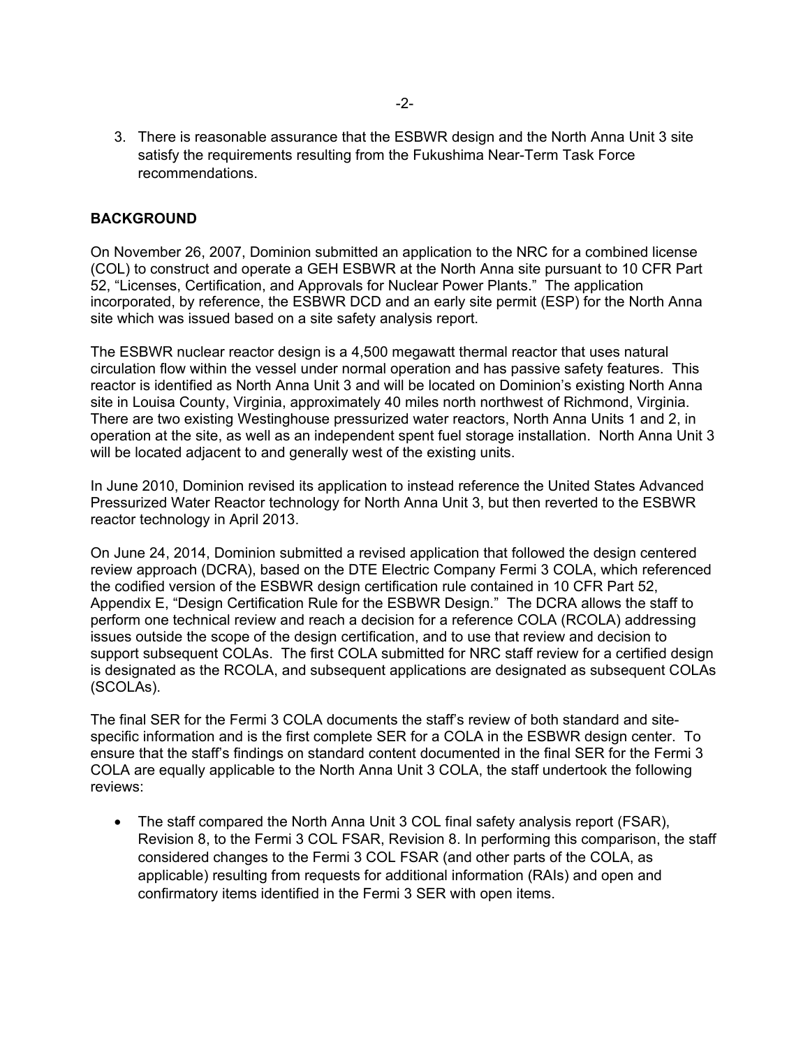3. There is reasonable assurance that the ESBWR design and the North Anna Unit 3 site satisfy the requirements resulting from the Fukushima Near-Term Task Force recommendations.

## BACKGROUND

On November 26, 2007, Dominion submitted an application to the NRC for a combined license (COL) to construct and operate a GEH ESBWR at the North Anna site pursuant to 10 CFR Part 52, "Licenses, Certification, and Approvals for Nuclear Power Plants." The application incorporated, by reference, the ESBWR DCD and an early site permit (ESP) for the North Anna site which was issued based on a site safety analysis report.

The ESBWR nuclear reactor design is a 4,500 megawatt thermal reactor that uses natural circulation flow within the vessel under normal operation and has passive safety features. This reactor is identified as North Anna Unit 3 and will be located on Dominion's existing North Anna site in Louisa County, Virginia, approximately 40 miles north northwest of Richmond, Virginia. There are two existing Westinghouse pressurized water reactors, North Anna Units 1 and 2, in operation at the site, as well as an independent spent fuel storage installation. North Anna Unit 3 will be located adjacent to and generally west of the existing units.

In June 2010, Dominion revised its application to instead reference the United States Advanced Pressurized Water Reactor technology for North Anna Unit 3, but then reverted to the ESBWR reactor technology in April 2013.

On June 24, 2014, Dominion submitted a revised application that followed the design centered review approach (DCRA), based on the DTE Electric Company Fermi 3 COLA, which referenced the codified version of the ESBWR design certification rule contained in 10 CFR Part 52, Appendix E, "Design Certification Rule for the ESBWR Design." The DCRA allows the staff to perform one technical review and reach a decision for a reference COLA (RCOLA) addressing issues outside the scope of the design certification, and to use that review and decision to support subsequent COLAs. The first COLA submitted for NRC staff review for a certified design is designated as the RCOLA, and subsequent applications are designated as subsequent COLAs (SCOLAs).

The final SER for the Fermi 3 COLA documents the staff's review of both standard and site-specific information and is the first complete SER for a COLA in the ESBWR design center. To ensure that the staff's findings on standard content documented in the final SER for the Fermi 3 COLA are equally applicable to the North Anna Unit 3 COLA, the staff undertook the following reviews:

- The staff compared the North Anna Unit 3 COL final safety analysis report (FSAR), Revision 8, to the Fermi 3 COL FSAR, Revision 8. In performing this comparison, the staff considered changes to the Fermi 3 COL FSAR (and other parts of the COLA, as applicable) resulting from requests for additional information (RAIs) and open and confirmatory items identified in the Fermi 3 SER with open items.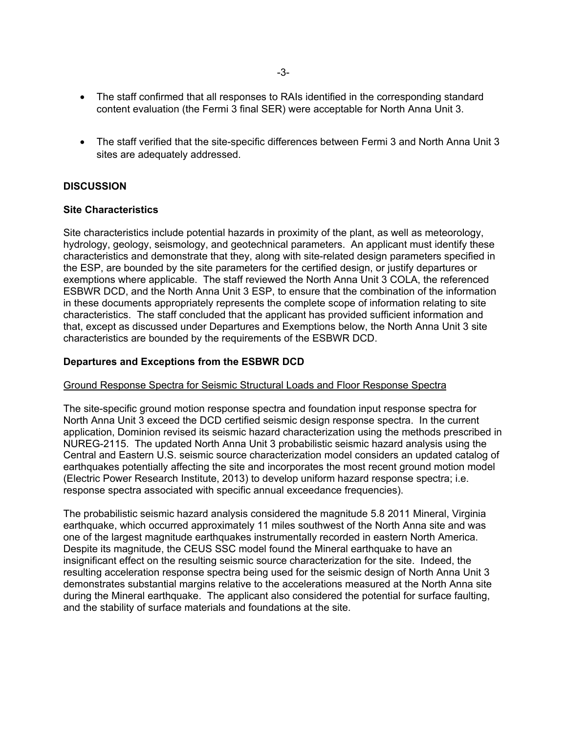- The staff confirmed that all responses to RAIs identified in the corresponding standard content evaluation (the Fermi 3 final SER) were acceptable for North Anna Unit 3.

- The staff verified that the site-specific differences between Fermi 3 and North Anna Unit 3 sites are adequately addressed.

**DISCUSSION**

**Site Characteristics**

Site characteristics include potential hazards in proximity of the plant, as well as meteorology, hydrology, geology, seismology, and geotechnical parameters. An applicant must identify these characteristics and demonstrate that they, along with site-related design parameters specified in the ESP, are bounded by the site parameters for the certified design, or justify departures or exemptions where applicable. The staff reviewed the North Anna Unit 3 COLA, the referenced ESBWR DCD, and the North Anna Unit 3 ESP, to ensure that the combination of the information in these documents appropriately represents the complete scope of information relating to site characteristics. The staff concluded that the applicant has provided sufficient information and that, except as discussed under Departures and Exemptions below, the North Anna Unit 3 site characteristics are bounded by the requirements of the ESBWR DCD.

**Departures and Exceptions from the ESBWR DCD**

<u>Ground Response Spectra for Seismic Structural Loads and Floor Response Spectra</u>

The site-specific ground motion response spectra and foundation input response spectra for North Anna Unit 3 exceed the DCD certified seismic design response spectra. In the current application, Dominion revised its seismic hazard characterization using the methods prescribed in NUREG-2115. The updated North Anna Unit 3 probabilistic seismic hazard analysis using the Central and Eastern U.S. seismic source characterization model considers an updated catalog of earthquakes potentially affecting the site and incorporates the most recent ground motion model (Electric Power Research Institute, 2013) to develop uniform hazard response spectra; i.e. response spectra associated with specific annual exceedance frequencies).

The probabilistic seismic hazard analysis considered the magnitude 5.8 2011 Mineral, Virginia earthquake, which occurred approximately 11 miles southwest of the North Anna site and was one of the largest magnitude earthquakes instrumentally recorded in eastern North America. Despite its magnitude, the CEUS SSC model found the Mineral earthquake to have an insignificant effect on the resulting seismic source characterization for the site. Indeed, the resulting acceleration response spectra being used for the seismic design of North Anna Unit 3 demonstrates substantial margins relative to the accelerations measured at the North Anna site during the Mineral earthquake. The applicant also considered the potential for surface faulting, and the stability of surface materials and foundations at the site.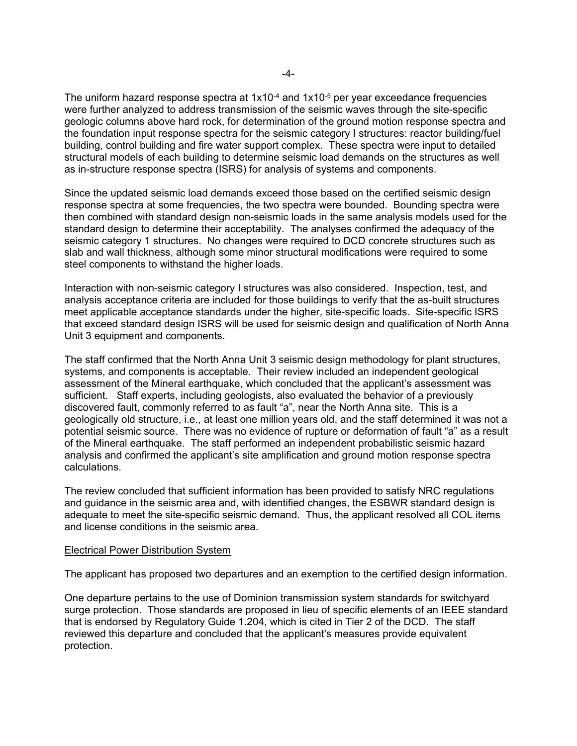The uniform hazard response spectra at $1x10^{-4}$ and $1x10^{-5}$ per year exceedance frequencies were further analyzed to address transmission of the seismic waves through the site-specific geologic columns above hard rock, for determination of the ground motion response spectra and the foundation input response spectra for the seismic category I structures: reactor building/fuel building, control building and fire water support complex. These spectra were input to detailed structural models of each building to determine seismic load demands on the structures as well as in-structure response spectra (ISRS) for analysis of systems and components.

Since the updated seismic load demands exceed those based on the certified seismic design response spectra at some frequencies, the two spectra were bounded. Bounding spectra were then combined with standard design non-seismic loads in the same analysis models used for the standard design to determine their acceptability. The analyses confirmed the adequacy of the seismic category 1 structures. No changes were required to DCD concrete structures such as slab and wall thickness, although some minor structural modifications were required to some steel components to withstand the higher loads.

Interaction with non-seismic category I structures was also considered. Inspection, test, and analysis acceptance criteria are included for those buildings to verify that the as-built structures meet applicable acceptance standards under the higher, site-specific loads. Site-specific ISRS that exceed standard design ISRS will be used for seismic design and qualification of North Anna Unit 3 equipment and components.

The staff confirmed that the North Anna Unit 3 seismic design methodology for plant structures, systems, and components is acceptable. Their review included an independent geological assessment of the Mineral earthquake, which concluded that the applicant's assessment was sufficient. Staff experts, including geologists, also evaluated the behavior of a previously discovered fault, commonly referred to as fault "a", near the North Anna site. This is a geologically old structure, i.e., at least one million years old, and the staff determined it was not a potential seismic source. There was no evidence of rupture or deformation of fault "a" as a result of the Mineral earthquake. The staff performed an independent probabilistic seismic hazard analysis and confirmed the applicant's site amplification and ground motion response spectra calculations.

The review concluded that sufficient information has been provided to satisfy NRC regulations and guidance in the seismic area and, with identified changes, the ESBWR standard design is adequate to meet the site-specific seismic demand. Thus, the applicant resolved all COL items and license conditions in the seismic area.

## Electrical Power Distribution System

The applicant has proposed two departures and an exemption to the certified design information.

One departure pertains to the use of Dominion transmission system standards for switchyard surge protection. Those standards are proposed in lieu of specific elements of an IEEE standard that is endorsed by Regulatory Guide 1.204, which is cited in Tier 2 of the DCD. The staff reviewed this departure and concluded that the applicant's measures provide equivalent protection.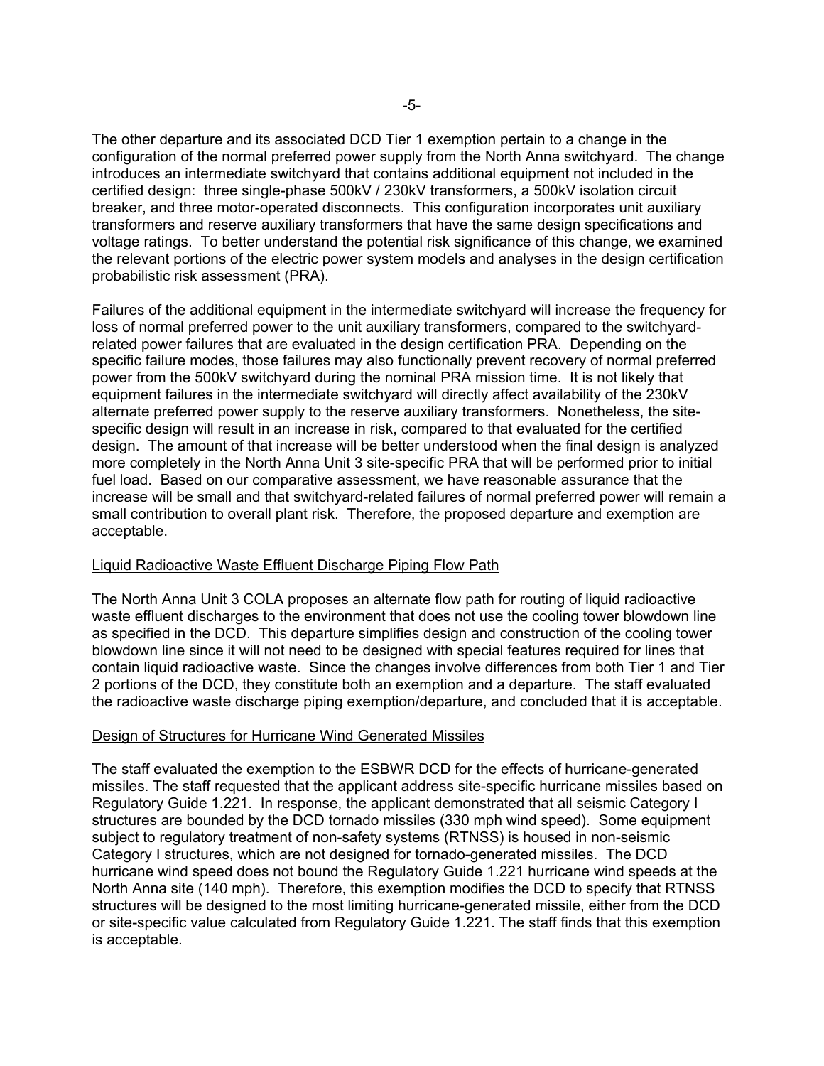The other departure and its associated DCD Tier 1 exemption pertain to a change in the configuration of the normal preferred power supply from the North Anna switchyard. The change introduces an intermediate switchyard that contains additional equipment not included in the certified design: three single-phase 500kV / 230kV transformers, a 500kV isolation circuit breaker, and three motor-operated disconnects. This configuration incorporates unit auxiliary transformers and reserve auxiliary transformers that have the same design specifications and voltage ratings. To better understand the potential risk significance of this change, we examined the relevant portions of the electric power system models and analyses in the design certification probabilistic risk assessment (PRA).

Failures of the additional equipment in the intermediate switchyard will increase the frequency for loss of normal preferred power to the unit auxiliary transformers, compared to the switchyard-related power failures that are evaluated in the design certification PRA. Depending on the specific failure modes, those failures may also functionally prevent recovery of normal preferred power from the 500kV switchyard during the nominal PRA mission time. It is not likely that equipment failures in the intermediate switchyard will directly affect availability of the 230kV alternate preferred power supply to the reserve auxiliary transformers. Nonetheless, the site-specific design will result in an increase in risk, compared to that evaluated for the certified design. The amount of that increase will be better understood when the final design is analyzed more completely in the North Anna Unit 3 site-specific PRA that will be performed prior to initial fuel load. Based on our comparative assessment, we have reasonable assurance that the increase will be small and that switchyard-related failures of normal preferred power will remain a small contribution to overall plant risk. Therefore, the proposed departure and exemption are acceptable.

## Liquid Radioactive Waste Effluent Discharge Piping Flow Path

The North Anna Unit 3 COLA proposes an alternate flow path for routing of liquid radioactive waste effluent discharges to the environment that does not use the cooling tower blowdown line as specified in the DCD. This departure simplifies design and construction of the cooling tower blowdown line since it will not need to be designed with special features required for lines that contain liquid radioactive waste. Since the changes involve differences from both Tier 1 and Tier 2 portions of the DCD, they constitute both an exemption and a departure. The staff evaluated the radioactive waste discharge piping exemption/departure, and concluded that it is acceptable.

## Design of Structures for Hurricane Wind Generated Missiles

The staff evaluated the exemption to the ESBWR DCD for the effects of hurricane-generated missiles. The staff requested that the applicant address site-specific hurricane missiles based on Regulatory Guide 1.221. In response, the applicant demonstrated that all seismic Category I structures are bounded by the DCD tornado missiles (330 mph wind speed). Some equipment subject to regulatory treatment of non-safety systems (RTNSS) is housed in non-seismic Category I structures, which are not designed for tornado-generated missiles. The DCD hurricane wind speed does not bound the Regulatory Guide 1.221 hurricane wind speeds at the North Anna site (140 mph). Therefore, this exemption modifies the DCD to specify that RTNSS structures will be designed to the most limiting hurricane-generated missile, either from the DCD or site-specific value calculated from Regulatory Guide 1.221. The staff finds that this exemption is acceptable.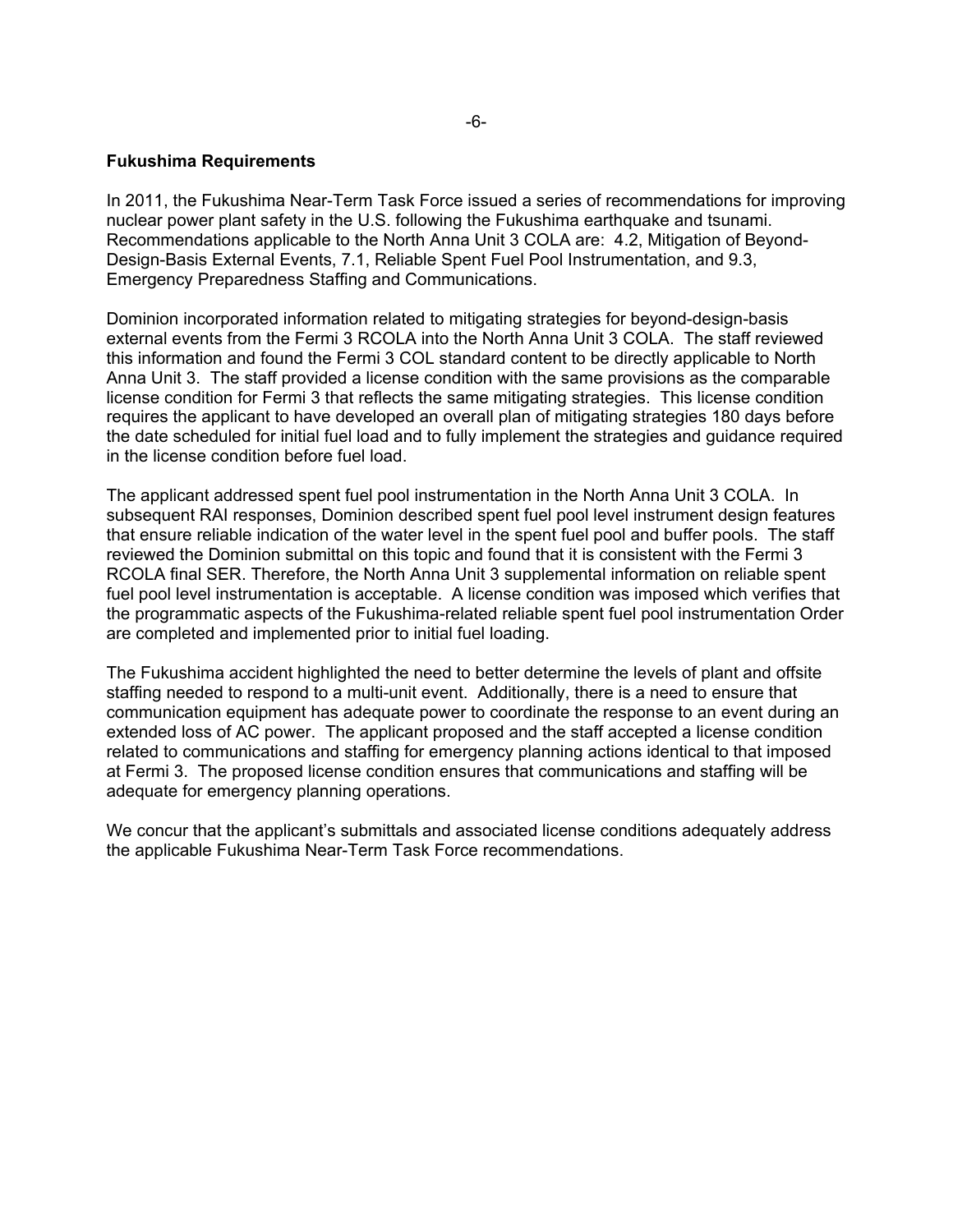**Fukushima Requirements**

In 2011, the Fukushima Near-Term Task Force issued a series of recommendations for improving nuclear power plant safety in the U.S. following the Fukushima earthquake and tsunami. Recommendations applicable to the North Anna Unit 3 COLA are: 4.2, Mitigation of Beyond-Design-Basis External Events, 7.1, Reliable Spent Fuel Pool Instrumentation, and 9.3, Emergency Preparedness Staffing and Communications.

Dominion incorporated information related to mitigating strategies for beyond-design-basis external events from the Fermi 3 RCOLA into the North Anna Unit 3 COLA. The staff reviewed this information and found the Fermi 3 COL standard content to be directly applicable to North Anna Unit 3. The staff provided a license condition with the same provisions as the comparable license condition for Fermi 3 that reflects the same mitigating strategies. This license condition requires the applicant to have developed an overall plan of mitigating strategies 180 days before the date scheduled for initial fuel load and to fully implement the strategies and guidance required in the license condition before fuel load.

The applicant addressed spent fuel pool instrumentation in the North Anna Unit 3 COLA. In subsequent RAI responses, Dominion described spent fuel pool level instrument design features that ensure reliable indication of the water level in the spent fuel pool and buffer pools. The staff reviewed the Dominion submittal on this topic and found that it is consistent with the Fermi 3 RCOLA final SER. Therefore, the North Anna Unit 3 supplemental information on reliable spent fuel pool level instrumentation is acceptable. A license condition was imposed which verifies that the programmatic aspects of the Fukushima-related reliable spent fuel pool instrumentation Order are completed and implemented prior to initial fuel loading.

The Fukushima accident highlighted the need to better determine the levels of plant and offsite staffing needed to respond to a multi-unit event. Additionally, there is a need to ensure that communication equipment has adequate power to coordinate the response to an event during an extended loss of AC power. The applicant proposed and the staff accepted a license condition related to communications and staffing for emergency planning actions identical to that imposed at Fermi 3. The proposed license condition ensures that communications and staffing will be adequate for emergency planning operations.

We concur that the applicant's submittals and associated license conditions adequately address the applicable Fukushima Near-Term Task Force recommendations.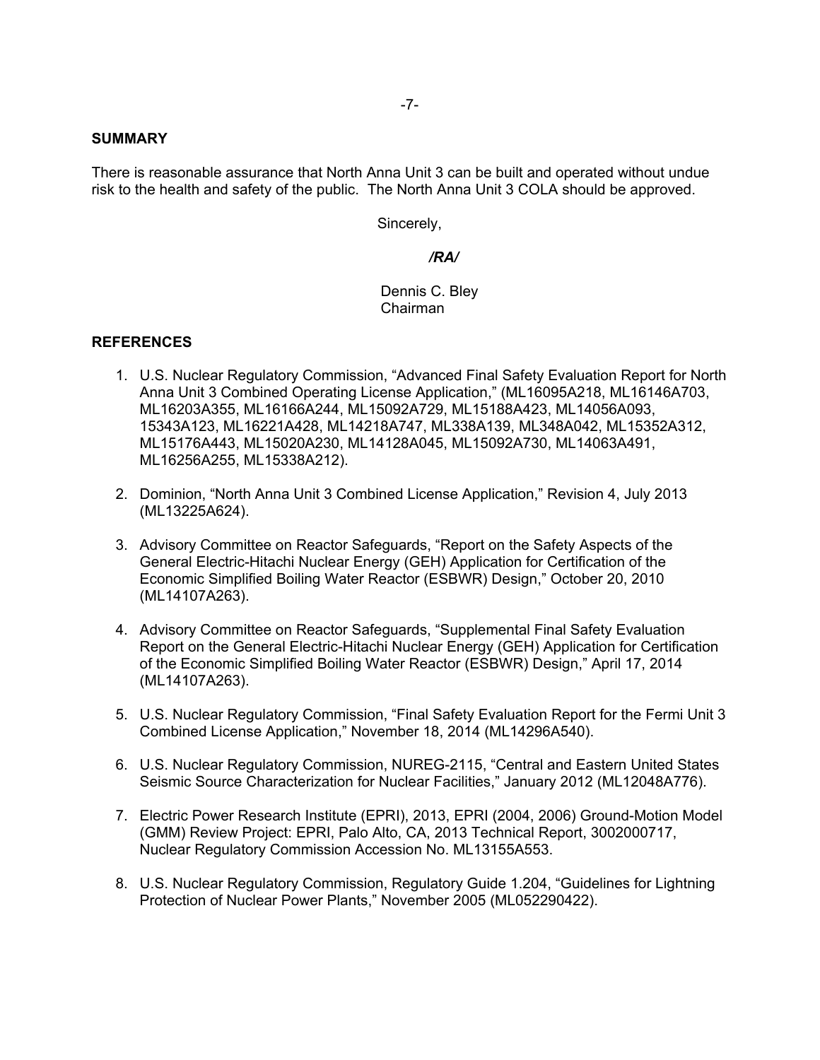## SUMMARY

There is reasonable assurance that North Anna Unit 3 can be built and operated without undue risk to the health and safety of the public. The North Anna Unit 3 COLA should be approved.

Sincerely,

*/RA/*

Dennis C. Bley
Chairman

## REFERENCES

1. U.S. Nuclear Regulatory Commission, "Advanced Final Safety Evaluation Report for North Anna Unit 3 Combined Operating License Application," (ML16095A218, ML16146A703, ML16203A355, ML16166A244, ML15092A729, ML15188A423, ML14056A093, 15343A123, ML16221A428, ML14218A747, ML338A139, ML348A042, ML15352A312, ML15176A443, ML15020A230, ML14128A045, ML15092A730, ML14063A491, ML16256A255, ML15338A212).

2. Dominion, "North Anna Unit 3 Combined License Application," Revision 4, July 2013 (ML13225A624).

3. Advisory Committee on Reactor Safeguards, "Report on the Safety Aspects of the General Electric-Hitachi Nuclear Energy (GEH) Application for Certification of the Economic Simplified Boiling Water Reactor (ESBWR) Design," October 20, 2010 (ML14107A263).

4. Advisory Committee on Reactor Safeguards, "Supplemental Final Safety Evaluation Report on the General Electric-Hitachi Nuclear Energy (GEH) Application for Certification of the Economic Simplified Boiling Water Reactor (ESBWR) Design," April 17, 2014 (ML14107A263).

5. U.S. Nuclear Regulatory Commission, "Final Safety Evaluation Report for the Fermi Unit 3 Combined License Application," November 18, 2014 (ML14296A540).

6. U.S. Nuclear Regulatory Commission, NUREG-2115, "Central and Eastern United States Seismic Source Characterization for Nuclear Facilities," January 2012 (ML12048A776).

7. Electric Power Research Institute (EPRI), 2013, EPRI (2004, 2006) Ground-Motion Model (GMM) Review Project: EPRI, Palo Alto, CA, 2013 Technical Report, 3002000717, Nuclear Regulatory Commission Accession No. ML13155A553.

8. U.S. Nuclear Regulatory Commission, Regulatory Guide 1.204, "Guidelines for Lightning Protection of Nuclear Power Plants," November 2005 (ML052290422).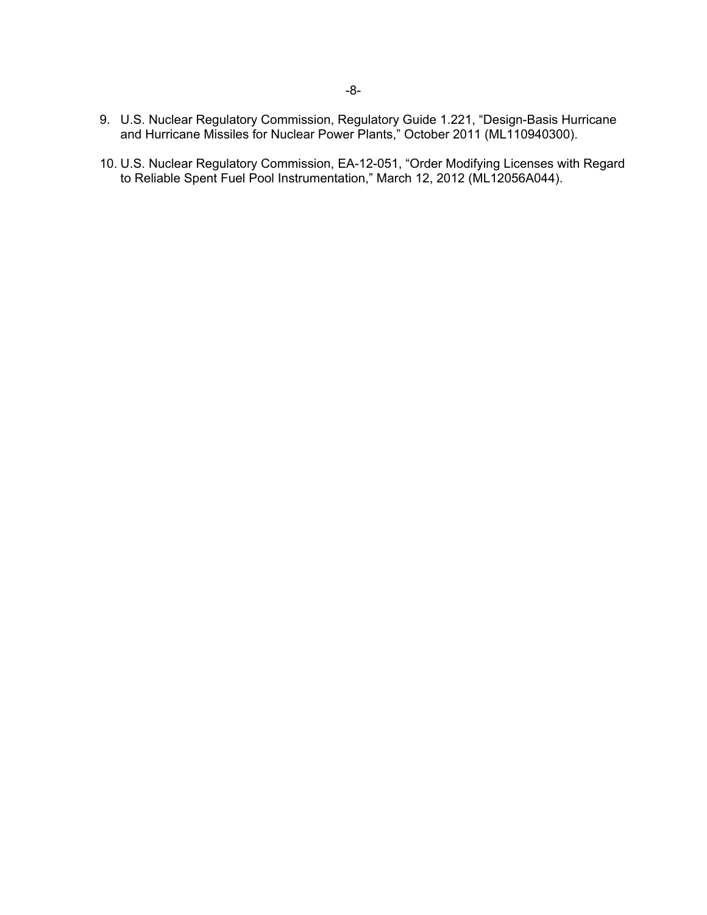9. U.S. Nuclear Regulatory Commission, Regulatory Guide 1.221, "Design-Basis Hurricane and Hurricane Missiles for Nuclear Power Plants," October 2011 (ML110940300).

10. U.S. Nuclear Regulatory Commission, EA-12-051, "Order Modifying Licenses with Regard to Reliable Spent Fuel Pool Instrumentation," March 12, 2012 (ML12056A044).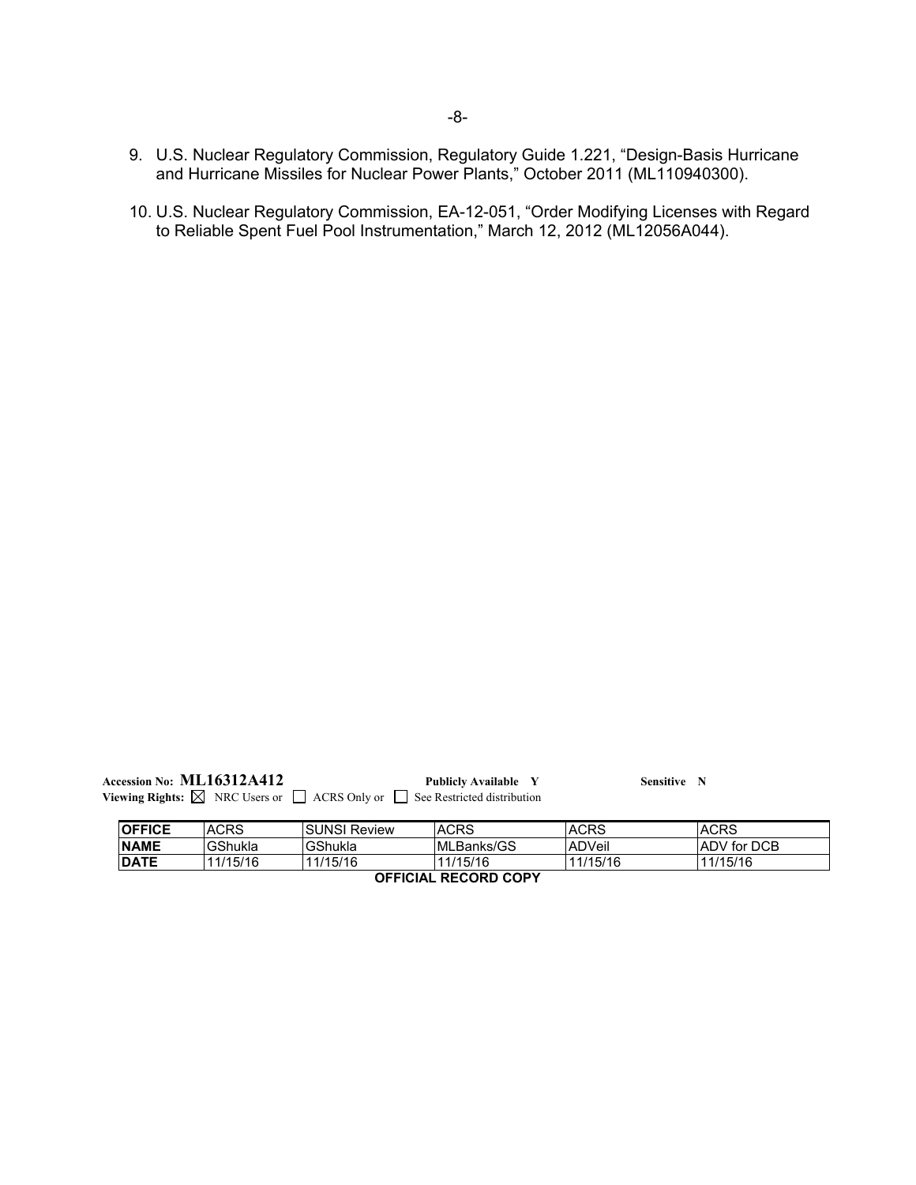9. U.S. Nuclear Regulatory Commission, Regulatory Guide 1.221, "Design-Basis Hurricane and Hurricane Missiles for Nuclear Power Plants," October 2011 (ML110940300).

10. U.S. Nuclear Regulatory Commission, EA-12-051, "Order Modifying Licenses with Regard to Reliable Spent Fuel Pool Instrumentation," March 12, 2012 (ML12056A044).

**Accession No: ML16312A412** **Publicly Available Y** **Sensitive N**

**Viewing Rights:** ☒ NRC Users or ☐ ACRS Only or ☐ See Restricted distribution

| | | | | | |
|---|---|---|---|---|---|
| **OFFICE** | ACRS | SUNSI Review | ACRS | ACRS | ACRS |
| **NAME** | GShukla | GShukla | MLBanks/GS | ADVeil | ADV for DCB |
| **DATE** | 11/15/16 | 11/15/16 | 11/15/16 | 11/15/16 | 11/15/16 |

**OFFICIAL RECORD COPY**